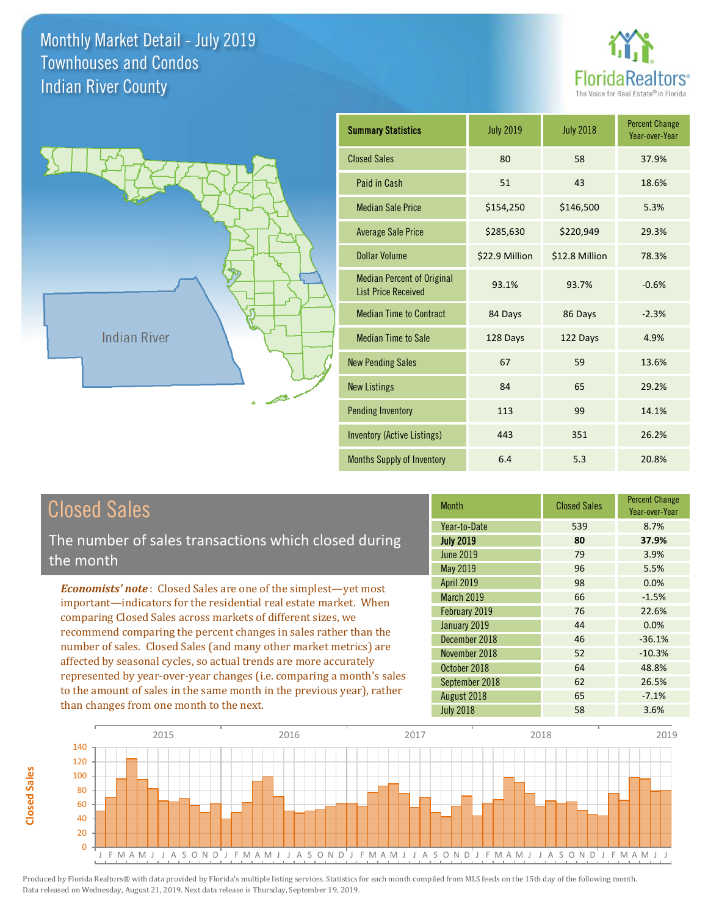# Monthly Market Detail - July 2019
## Townhouses and Condos
## Indian River County

FloridaRealtors® The Voice for Real Estate® in Florida

Indian River

| Summary Statistics | July 2019 | July 2018 | Percent Change Year-over-Year |
|---|---|---|---|
| Closed Sales | 80 | 58 | 37.9% |
| Paid in Cash | 51 | 43 | 18.6% |
| Median Sale Price | $154,250 | $146,500 | 5.3% |
| Average Sale Price | $285,630 | $220,949 | 29.3% |
| Dollar Volume | $22.9 Million | $12.8 Million | 78.3% |
| Median Percent of Original List Price Received | 93.1% | 93.7% | -0.6% |
| Median Time to Contract | 84 Days | 86 Days | -2.3% |
| Median Time to Sale | 128 Days | 122 Days | 4.9% |
| New Pending Sales | 67 | 59 | 13.6% |
| New Listings | 84 | 65 | 29.2% |
| Pending Inventory | 113 | 99 | 14.1% |
| Inventory (Active Listings) | 443 | 351 | 26.2% |
| Months Supply of Inventory | 6.4 | 5.3 | 20.8% |

## Closed Sales

The number of sales transactions which closed during the month

***Economists' note***: Closed Sales are one of the simplest—yet most important—indicators for the residential real estate market. When comparing Closed Sales across markets of different sizes, we recommend comparing the percent changes in sales rather than the number of sales. Closed Sales (and many other market metrics) are affected by seasonal cycles, so actual trends are more accurately represented by year-over-year changes (i.e. comparing a month's sales to the amount of sales in the same month in the previous year), rather than changes from one month to the next.

| Month | Closed Sales | Percent Change Year-over-Year |
|---|---|---|
| Year-to-Date | 539 | 8.7% |
| **July 2019** | **80** | **37.9%** |
| June 2019 | 79 | 3.9% |
| May 2019 | 96 | 5.5% |
| April 2019 | 98 | 0.0% |
| March 2019 | 66 | -1.5% |
| February 2019 | 76 | 22.6% |
| January 2019 | 44 | 0.0% |
| December 2018 | 46 | -36.1% |
| November 2018 | 52 | -10.3% |
| October 2018 | 64 | 48.8% |
| September 2018 | 62 | 26.5% |
| August 2018 | 65 | -7.1% |
| July 2018 | 58 | 3.6% |

Produced by Florida Realtors® with data provided by Florida's multiple listing services. Statistics for each month compiled from MLS feeds on the 15th day of the following month. Data released on Wednesday, August 21, 2019. Next data release is Thursday, September 19, 2019.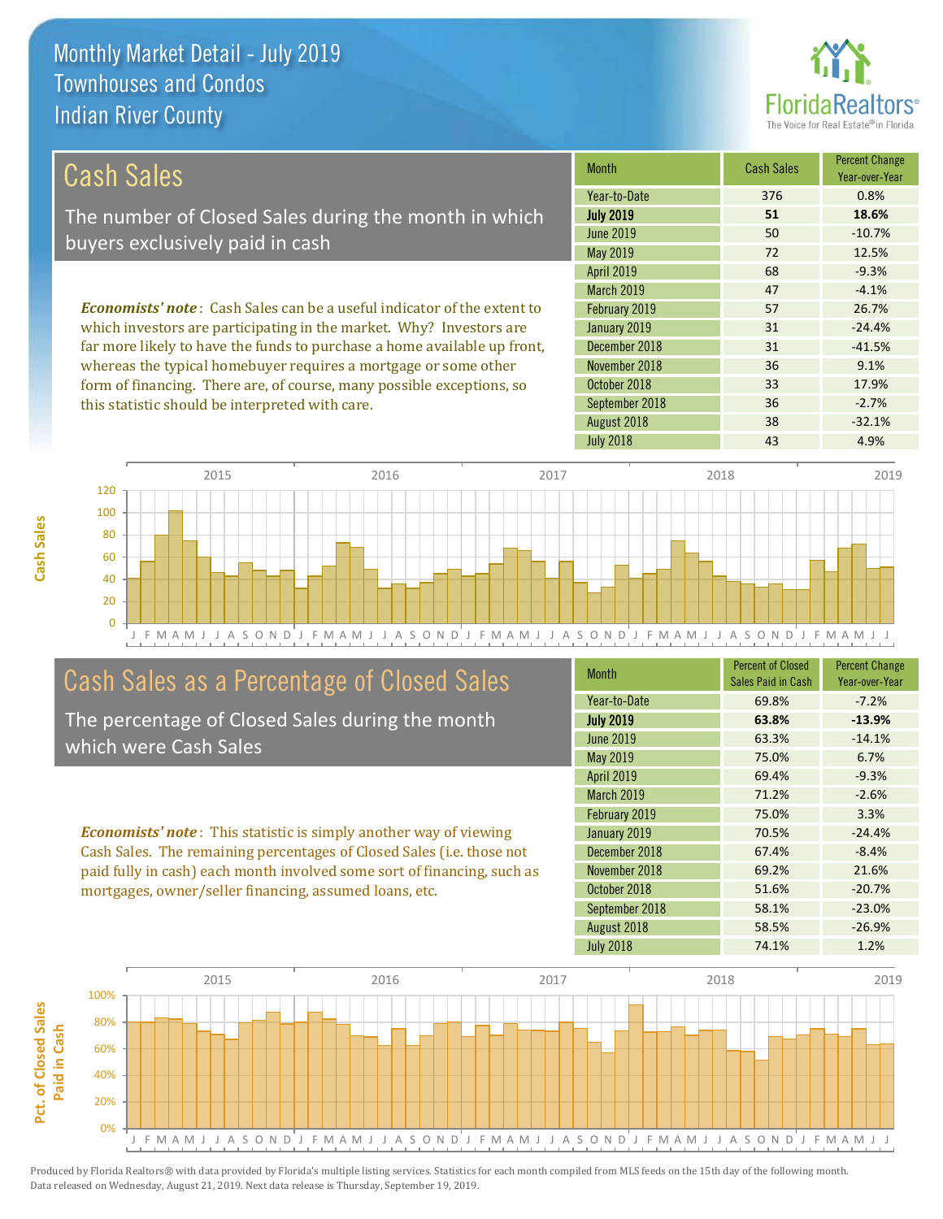# Monthly Market Detail - July 2019
## Townhouses and Condos
## Indian River County

## Cash Sales

The number of Closed Sales during the month in which buyers exclusively paid in cash

***Economists' note***: Cash Sales can be a useful indicator of the extent to which investors are participating in the market. Why? Investors are far more likely to have the funds to purchase a home available up front, whereas the typical homebuyer requires a mortgage or some other form of financing. There are, of course, many possible exceptions, so this statistic should be interpreted with care.

| Month | Cash Sales | Percent Change Year-over-Year |
|---|---|---|
| Year-to-Date | 376 | 0.8% |
| **July 2019** | **51** | **18.6%** |
| June 2019 | 50 | -10.7% |
| May 2019 | 72 | 12.5% |
| April 2019 | 68 | -9.3% |
| March 2019 | 47 | -4.1% |
| February 2019 | 57 | 26.7% |
| January 2019 | 31 | -24.4% |
| December 2018 | 31 | -41.5% |
| November 2018 | 36 | 9.1% |
| October 2018 | 33 | 17.9% |
| September 2018 | 36 | -2.7% |
| August 2018 | 38 | -32.1% |
| July 2018 | 43 | 4.9% |

## Cash Sales as a Percentage of Closed Sales

The percentage of Closed Sales during the month which were Cash Sales

***Economists' note***: This statistic is simply another way of viewing Cash Sales. The remaining percentages of Closed Sales (i.e. those not paid fully in cash) each month involved some sort of financing, such as mortgages, owner/seller financing, assumed loans, etc.

| Month | Percent of Closed Sales Paid in Cash | Percent Change Year-over-Year |
|---|---|---|
| Year-to-Date | 69.8% | -7.2% |
| **July 2019** | **63.8%** | **-13.9%** |
| June 2019 | 63.3% | -14.1% |
| May 2019 | 75.0% | 6.7% |
| April 2019 | 69.4% | -9.3% |
| March 2019 | 71.2% | -2.6% |
| February 2019 | 75.0% | 3.3% |
| January 2019 | 70.5% | -24.4% |
| December 2018 | 67.4% | -8.4% |
| November 2018 | 69.2% | 21.6% |
| October 2018 | 51.6% | -20.7% |
| September 2018 | 58.1% | -23.0% |
| August 2018 | 58.5% | -26.9% |
| July 2018 | 74.1% | 1.2% |

Produced by Florida Realtors® with data provided by Florida's multiple listing services. Statistics for each month compiled from MLS feeds on the 15th day of the following month. Data released on Wednesday, August 21, 2019. Next data release is Thursday, September 19, 2019.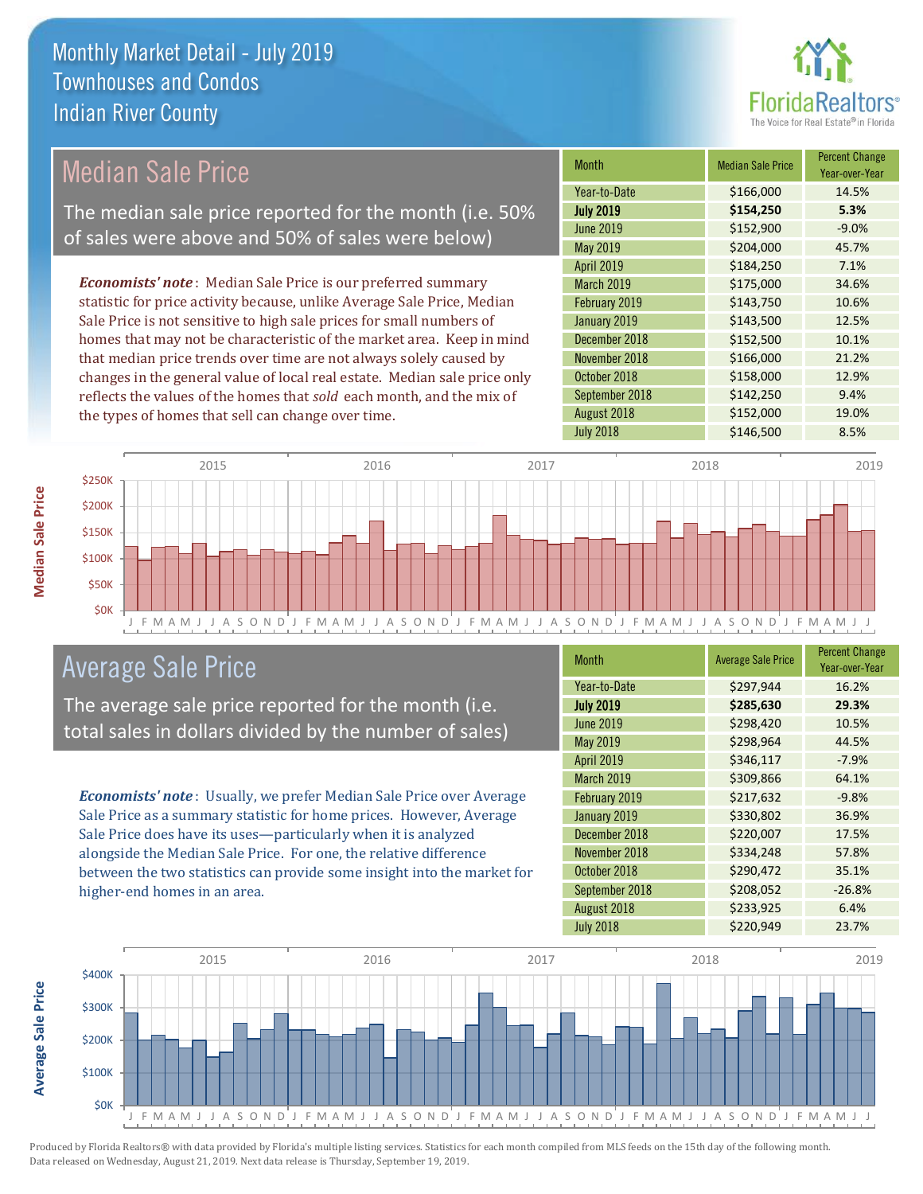# Monthly Market Detail - July 2019
## Townhouses and Condos
## Indian River County

## Median Sale Price

The median sale price reported for the month (i.e. 50% of sales were above and 50% of sales were below)

***Economists' note***: Median Sale Price is our preferred summary statistic for price activity because, unlike Average Sale Price, Median Sale Price is not sensitive to high sale prices for small numbers of homes that may not be characteristic of the market area. Keep in mind that median price trends over time are not always solely caused by changes in the general value of local real estate. Median sale price only reflects the values of the homes that *sold* each month, and the mix of the types of homes that sell can change over time.

| Month | Median Sale Price | Percent Change Year-over-Year |
|---|---|---|
| Year-to-Date | $166,000 | 14.5% |
| **July 2019** | **$154,250** | **5.3%** |
| June 2019 | $152,900 | -9.0% |
| May 2019 | $204,000 | 45.7% |
| April 2019 | $184,250 | 7.1% |
| March 2019 | $175,000 | 34.6% |
| February 2019 | $143,750 | 10.6% |
| January 2019 | $143,500 | 12.5% |
| December 2018 | $152,500 | 10.1% |
| November 2018 | $166,000 | 21.2% |
| October 2018 | $158,000 | 12.9% |
| September 2018 | $142,250 | 9.4% |
| August 2018 | $152,000 | 19.0% |
| July 2018 | $146,500 | 8.5% |

## Average Sale Price

The average sale price reported for the month (i.e. total sales in dollars divided by the number of sales)

***Economists' note***: Usually, we prefer Median Sale Price over Average Sale Price as a summary statistic for home prices. However, Average Sale Price does have its uses—particularly when it is analyzed alongside the Median Sale Price. For one, the relative difference between the two statistics can provide some insight into the market for higher-end homes in an area.

| Month | Average Sale Price | Percent Change Year-over-Year |
|---|---|---|
| Year-to-Date | $297,944 | 16.2% |
| **July 2019** | **$285,630** | **29.3%** |
| June 2019 | $298,420 | 10.5% |
| May 2019 | $298,964 | 44.5% |
| April 2019 | $346,117 | -7.9% |
| March 2019 | $309,866 | 64.1% |
| February 2019 | $217,632 | -9.8% |
| January 2019 | $330,802 | 36.9% |
| December 2018 | $220,007 | 17.5% |
| November 2018 | $334,248 | 57.8% |
| October 2018 | $290,472 | 35.1% |
| September 2018 | $208,052 | -26.8% |
| August 2018 | $233,925 | 6.4% |
| July 2018 | $220,949 | 23.7% |

Produced by Florida Realtors® with data provided by Florida's multiple listing services. Statistics for each month compiled from MLS feeds on the 15th day of the following month. Data released on Wednesday, August 21, 2019. Next data release is Thursday, September 19, 2019.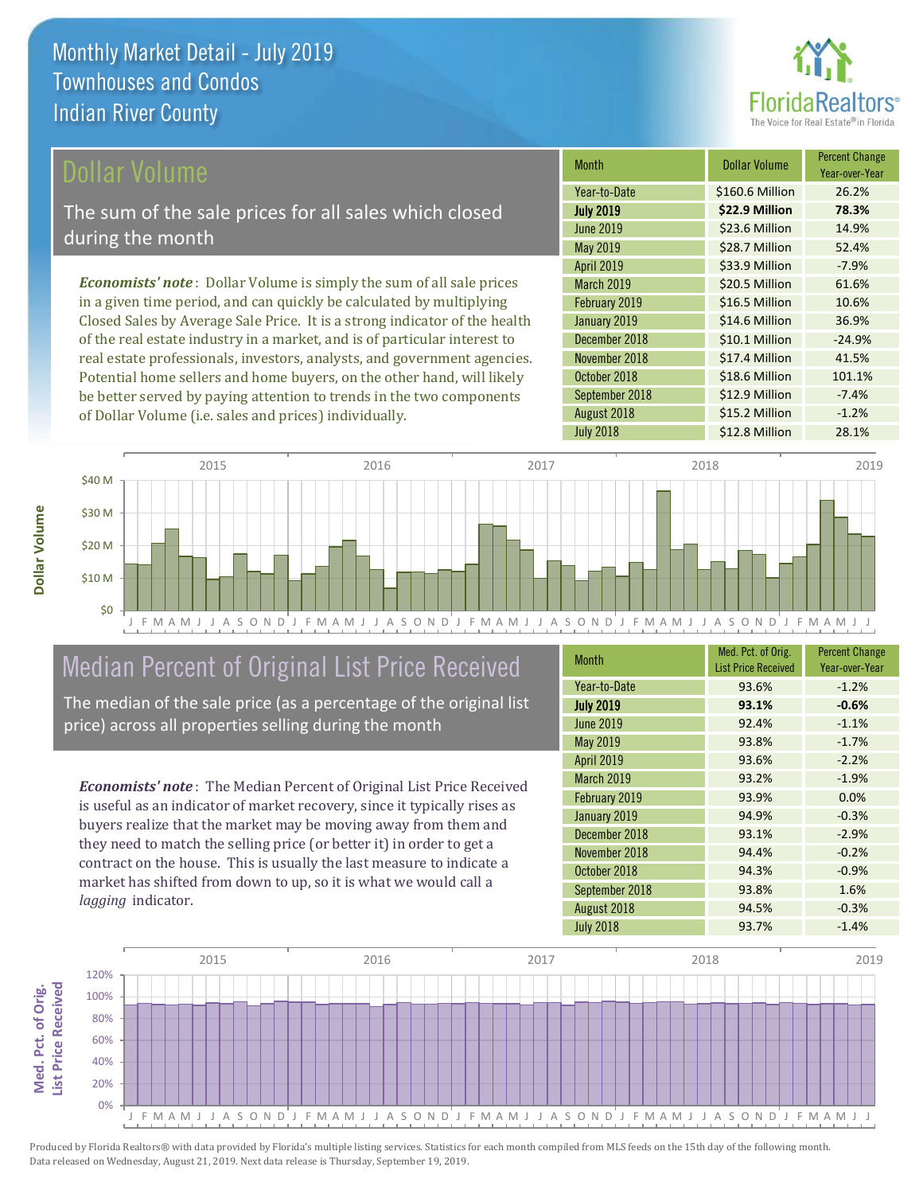# Monthly Market Detail - July 2019
## Townhouses and Condos
## Indian River County

## Dollar Volume

The sum of the sale prices for all sales which closed during the month

*Economists' note*: Dollar Volume is simply the sum of all sale prices in a given time period, and can quickly be calculated by multiplying Closed Sales by Average Sale Price. It is a strong indicator of the health of the real estate industry in a market, and is of particular interest to real estate professionals, investors, analysts, and government agencies. Potential home sellers and home buyers, on the other hand, will likely be better served by paying attention to trends in the two components of Dollar Volume (i.e. sales and prices) individually.

| Month | Dollar Volume | Percent Change Year-over-Year |
|---|---|---|
| Year-to-Date | $160.6 Million | 26.2% |
| **July 2019** | **$22.9 Million** | **78.3%** |
| June 2019 | $23.6 Million | 14.9% |
| May 2019 | $28.7 Million | 52.4% |
| April 2019 | $33.9 Million | -7.9% |
| March 2019 | $20.5 Million | 61.6% |
| February 2019 | $16.5 Million | 10.6% |
| January 2019 | $14.6 Million | 36.9% |
| December 2018 | $10.1 Million | -24.9% |
| November 2018 | $17.4 Million | 41.5% |
| October 2018 | $18.6 Million | 101.1% |
| September 2018 | $12.9 Million | -7.4% |
| August 2018 | $15.2 Million | -1.2% |
| July 2018 | $12.8 Million | 28.1% |

## Median Percent of Original List Price Received

The median of the sale price (as a percentage of the original list price) across all properties selling during the month

*Economists' note*: The Median Percent of Original List Price Received is useful as an indicator of market recovery, since it typically rises as buyers realize that the market may be moving away from them and they need to match the selling price (or better it) in order to get a contract on the house. This is usually the last measure to indicate a market has shifted from down to up, so it is what we would call a *lagging* indicator.

| Month | Med. Pct. of Orig. List Price Received | Percent Change Year-over-Year |
|---|---|---|
| Year-to-Date | 93.6% | -1.2% |
| **July 2019** | **93.1%** | **-0.6%** |
| June 2019 | 92.4% | -1.1% |
| May 2019 | 93.8% | -1.7% |
| April 2019 | 93.6% | -2.2% |
| March 2019 | 93.2% | -1.9% |
| February 2019 | 93.9% | 0.0% |
| January 2019 | 94.9% | -0.3% |
| December 2018 | 93.1% | -2.9% |
| November 2018 | 94.4% | -0.2% |
| October 2018 | 94.3% | -0.9% |
| September 2018 | 93.8% | 1.6% |
| August 2018 | 94.5% | -0.3% |
| July 2018 | 93.7% | -1.4% |

Produced by Florida Realtors® with data provided by Florida's multiple listing services. Statistics for each month compiled from MLS feeds on the 15th day of the following month. Data released on Wednesday, August 21, 2019. Next data release is Thursday, September 19, 2019.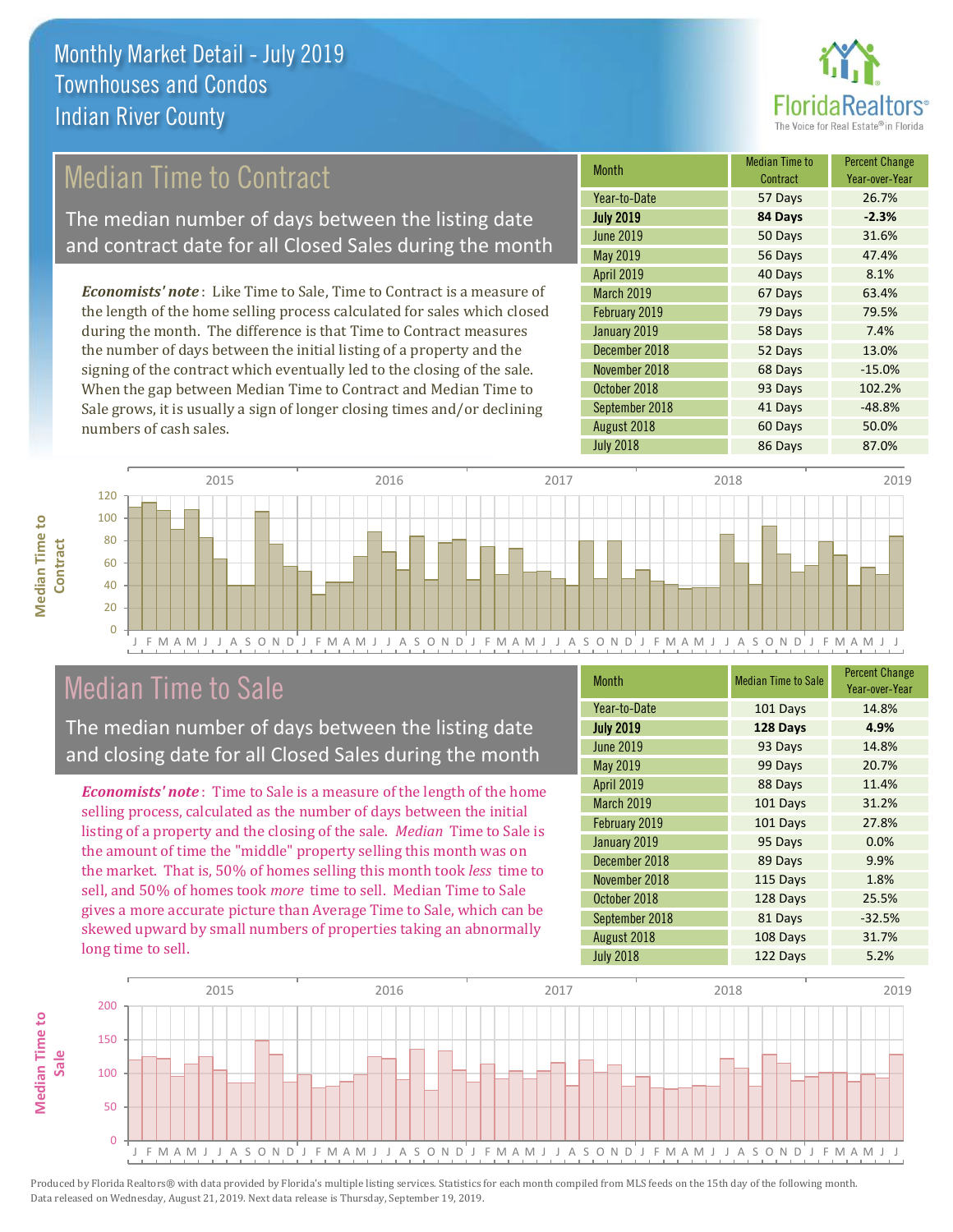# Monthly Market Detail - July 2019
## Townhouses and Condos
## Indian River County

## Median Time to Contract

The median number of days between the listing date and contract date for all Closed Sales during the month

*Economists' note*: Like Time to Sale, Time to Contract is a measure of the length of the home selling process calculated for sales which closed during the month. The difference is that Time to Contract measures the number of days between the initial listing of a property and the signing of the contract which eventually led to the closing of the sale. When the gap between Median Time to Contract and Median Time to Sale grows, it is usually a sign of longer closing times and/or declining numbers of cash sales.

| Month | Median Time to Contract | Percent Change Year-over-Year |
|---|---|---|
| Year-to-Date | 57 Days | 26.7% |
| **July 2019** | **84 Days** | **-2.3%** |
| June 2019 | 50 Days | 31.6% |
| May 2019 | 56 Days | 47.4% |
| April 2019 | 40 Days | 8.1% |
| March 2019 | 67 Days | 63.4% |
| February 2019 | 79 Days | 79.5% |
| January 2019 | 58 Days | 7.4% |
| December 2018 | 52 Days | 13.0% |
| November 2018 | 68 Days | -15.0% |
| October 2018 | 93 Days | 102.2% |
| September 2018 | 41 Days | -48.8% |
| August 2018 | 60 Days | 50.0% |
| July 2018 | 86 Days | 87.0% |

## Median Time to Sale

The median number of days between the listing date and closing date for all Closed Sales during the month

*Economists' note*: Time to Sale is a measure of the length of the home selling process, calculated as the number of days between the initial listing of a property and the closing of the sale. *Median* Time to Sale is the amount of time the "middle" property selling this month was on the market. That is, 50% of homes selling this month took *less* time to sell, and 50% of homes took *more* time to sell. Median Time to Sale gives a more accurate picture than Average Time to Sale, which can be skewed upward by small numbers of properties taking an abnormally long time to sell.

| Month | Median Time to Sale | Percent Change Year-over-Year |
|---|---|---|
| Year-to-Date | 101 Days | 14.8% |
| **July 2019** | **128 Days** | **4.9%** |
| June 2019 | 93 Days | 14.8% |
| May 2019 | 99 Days | 20.7% |
| April 2019 | 88 Days | 11.4% |
| March 2019 | 101 Days | 31.2% |
| February 2019 | 101 Days | 27.8% |
| January 2019 | 95 Days | 0.0% |
| December 2018 | 89 Days | 9.9% |
| November 2018 | 115 Days | 1.8% |
| October 2018 | 128 Days | 25.5% |
| September 2018 | 81 Days | -32.5% |
| August 2018 | 108 Days | 31.7% |
| July 2018 | 122 Days | 5.2% |

Produced by Florida Realtors® with data provided by Florida's multiple listing services. Statistics for each month compiled from MLS feeds on the 15th day of the following month. Data released on Wednesday, August 21, 2019. Next data release is Thursday, September 19, 2019.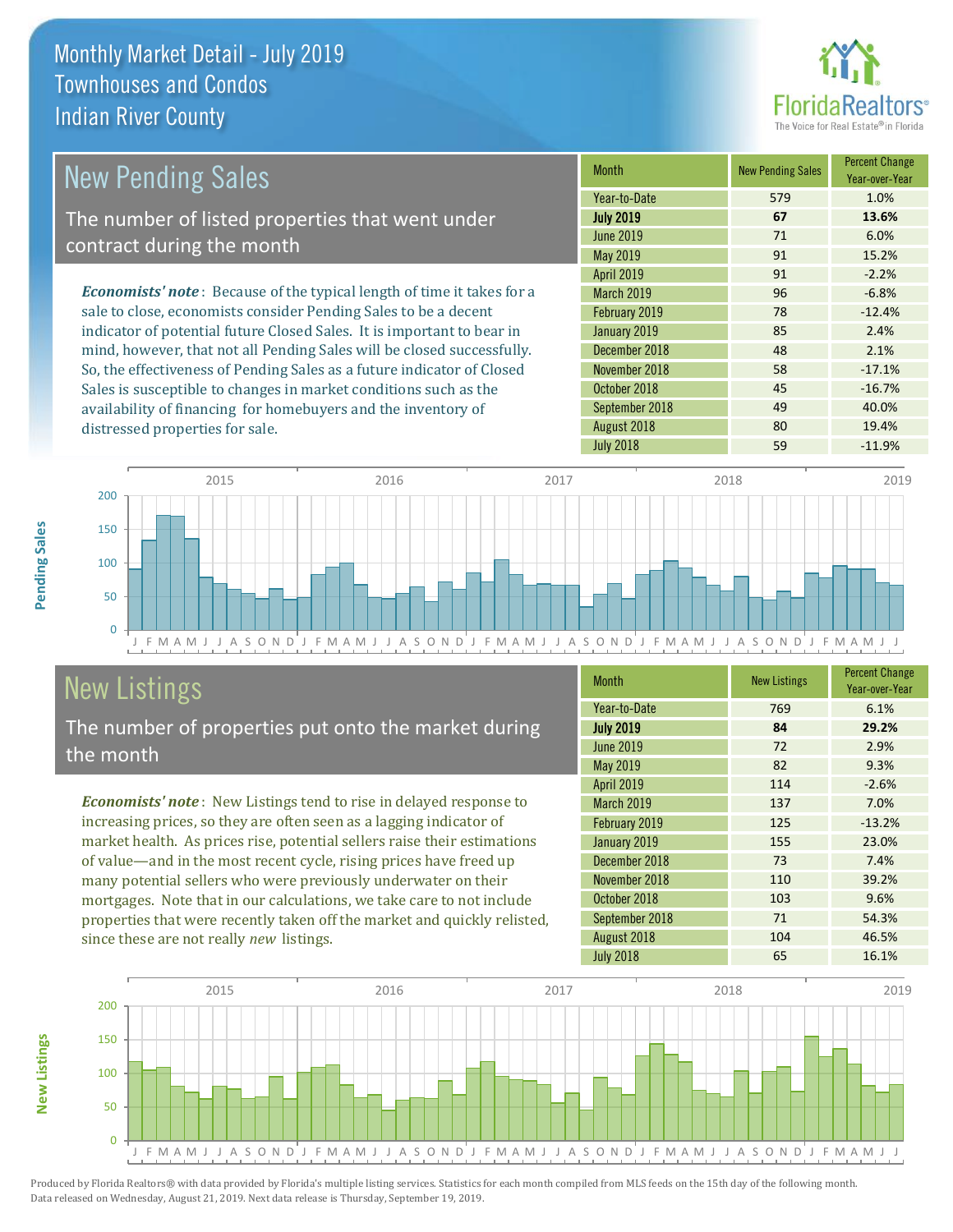# Monthly Market Detail - July 2019
## Townhouses and Condos
## Indian River County

## New Pending Sales

The number of listed properties that went under contract during the month

*Economists' note*: Because of the typical length of time it takes for a sale to close, economists consider Pending Sales to be a decent indicator of potential future Closed Sales. It is important to bear in mind, however, that not all Pending Sales will be closed successfully. So, the effectiveness of Pending Sales as a future indicator of Closed Sales is susceptible to changes in market conditions such as the availability of financing for homebuyers and the inventory of distressed properties for sale.

| Month | New Pending Sales | Percent Change Year-over-Year |
|---|---|---|
| Year-to-Date | 579 | 1.0% |
| **July 2019** | **67** | **13.6%** |
| June 2019 | 71 | 6.0% |
| May 2019 | 91 | 15.2% |
| April 2019 | 91 | -2.2% |
| March 2019 | 96 | -6.8% |
| February 2019 | 78 | -12.4% |
| January 2019 | 85 | 2.4% |
| December 2018 | 48 | 2.1% |
| November 2018 | 58 | -17.1% |
| October 2018 | 45 | -16.7% |
| September 2018 | 49 | 40.0% |
| August 2018 | 80 | 19.4% |
| July 2018 | 59 | -11.9% |

## New Listings

The number of properties put onto the market during the month

*Economists' note*: New Listings tend to rise in delayed response to increasing prices, so they are often seen as a lagging indicator of market health. As prices rise, potential sellers raise their estimations of value—and in the most recent cycle, rising prices have freed up many potential sellers who were previously underwater on their mortgages. Note that in our calculations, we take care to not include properties that were recently taken off the market and quickly relisted, since these are not really *new* listings.

| Month | New Listings | Percent Change Year-over-Year |
|---|---|---|
| Year-to-Date | 769 | 6.1% |
| **July 2019** | **84** | **29.2%** |
| June 2019 | 72 | 2.9% |
| May 2019 | 82 | 9.3% |
| April 2019 | 114 | -2.6% |
| March 2019 | 137 | 7.0% |
| February 2019 | 125 | -13.2% |
| January 2019 | 155 | 23.0% |
| December 2018 | 73 | 7.4% |
| November 2018 | 110 | 39.2% |
| October 2018 | 103 | 9.6% |
| September 2018 | 71 | 54.3% |
| August 2018 | 104 | 46.5% |
| July 2018 | 65 | 16.1% |

Produced by Florida Realtors® with data provided by Florida's multiple listing services. Statistics for each month compiled from MLS feeds on the 15th day of the following month. Data released on Wednesday, August 21, 2019. Next data release is Thursday, September 19, 2019.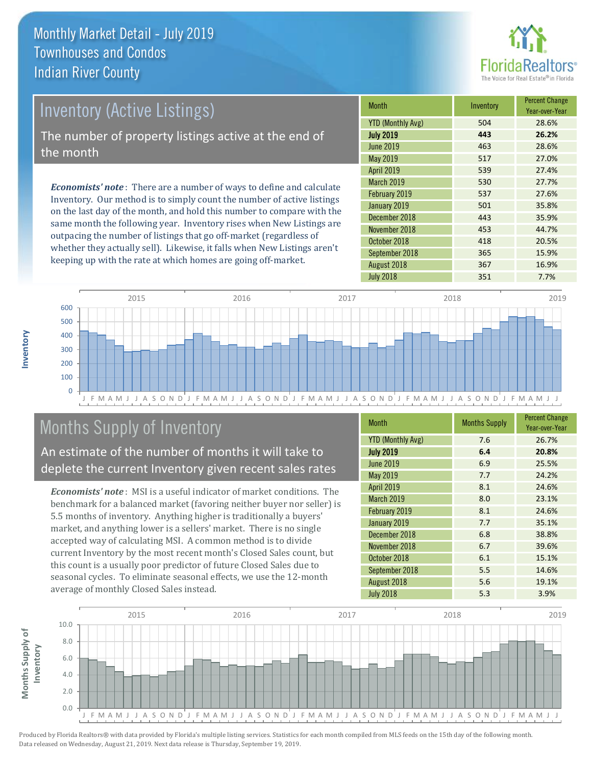# Monthly Market Detail - July 2019
## Townhouses and Condos
## Indian River County

## Inventory (Active Listings)

The number of property listings active at the end of the month

*Economists' note*: There are a number of ways to define and calculate Inventory. Our method is to simply count the number of active listings on the last day of the month, and hold this number to compare with the same month the following year. Inventory rises when New Listings are outpacing the number of listings that go off-market (regardless of whether they actually sell). Likewise, it falls when New Listings aren't keeping up with the rate at which homes are going off-market.

| Month | Inventory | Percent Change Year-over-Year |
|---|---|---|
| YTD (Monthly Avg) | 504 | 28.6% |
| **July 2019** | **443** | **26.2%** |
| June 2019 | 463 | 28.6% |
| May 2019 | 517 | 27.0% |
| April 2019 | 539 | 27.4% |
| March 2019 | 530 | 27.7% |
| February 2019 | 537 | 27.6% |
| January 2019 | 501 | 35.8% |
| December 2018 | 443 | 35.9% |
| November 2018 | 453 | 44.7% |
| October 2018 | 418 | 20.5% |
| September 2018 | 365 | 15.9% |
| August 2018 | 367 | 16.9% |
| July 2018 | 351 | 7.7% |

## Months Supply of Inventory

An estimate of the number of months it will take to deplete the current Inventory given recent sales rates

*Economists' note*: MSI is a useful indicator of market conditions. The benchmark for a balanced market (favoring neither buyer nor seller) is 5.5 months of inventory. Anything higher is traditionally a buyers' market, and anything lower is a sellers' market. There is no single accepted way of calculating MSI. A common method is to divide current Inventory by the most recent month's Closed Sales count, but this count is a usually poor predictor of future Closed Sales due to seasonal cycles. To eliminate seasonal effects, we use the 12-month average of monthly Closed Sales instead.

| Month | Months Supply | Percent Change Year-over-Year |
|---|---|---|
| YTD (Monthly Avg) | 7.6 | 26.7% |
| **July 2019** | **6.4** | **20.8%** |
| June 2019 | 6.9 | 25.5% |
| May 2019 | 7.7 | 24.2% |
| April 2019 | 8.1 | 24.6% |
| March 2019 | 8.0 | 23.1% |
| February 2019 | 8.1 | 24.6% |
| January 2019 | 7.7 | 35.1% |
| December 2018 | 6.8 | 38.8% |
| November 2018 | 6.7 | 39.6% |
| October 2018 | 6.1 | 15.1% |
| September 2018 | 5.5 | 14.6% |
| August 2018 | 5.6 | 19.1% |
| July 2018 | 5.3 | 3.9% |

Produced by Florida Realtors® with data provided by Florida's multiple listing services. Statistics for each month compiled from MLS feeds on the 15th day of the following month. Data released on Wednesday, August 21, 2019. Next data release is Thursday, September 19, 2019.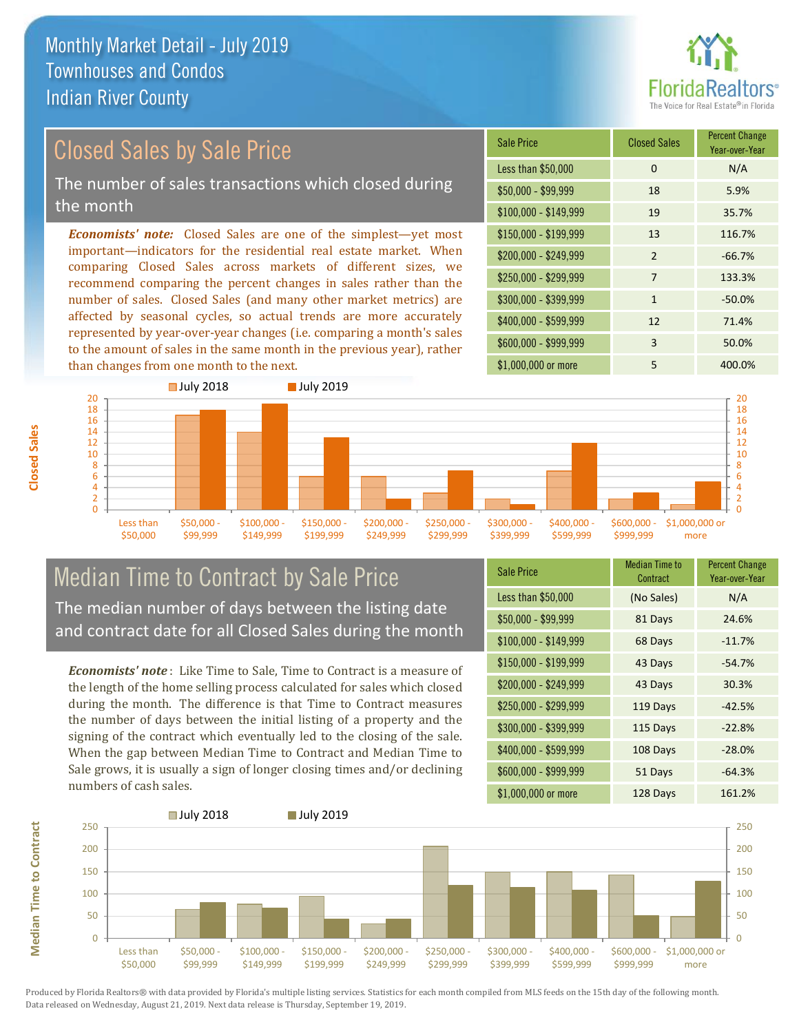# Monthly Market Detail - July 2019
## Townhouses and Condos
## Indian River County

FloridaRealtors® The Voice for Real Estate® in Florida

## Closed Sales by Sale Price

The number of sales transactions which closed during the month

*Economists' note:* Closed Sales are one of the simplest—yet most important—indicators for the residential real estate market. When comparing Closed Sales across markets of different sizes, we recommend comparing the percent changes in sales rather than the number of sales. Closed Sales (and many other market metrics) are affected by seasonal cycles, so actual trends are more accurately represented by year-over-year changes (i.e. comparing a month's sales to the amount of sales in the same month in the previous year), rather than changes from one month to the next.

| Sale Price | Closed Sales | Percent Change Year-over-Year |
|---|---|---|
| Less than $50,000 | 0 | N/A |
| $50,000 - $99,999 | 18 | 5.9% |
| $100,000 - $149,999 | 19 | 35.7% |
| $150,000 - $199,999 | 13 | 116.7% |
| $200,000 - $249,999 | 2 | -66.7% |
| $250,000 - $299,999 | 7 | 133.3% |
| $300,000 - $399,999 | 1 | -50.0% |
| $400,000 - $599,999 | 12 | 71.4% |
| $600,000 - $999,999 | 3 | 50.0% |
| $1,000,000 or more | 5 | 400.0% |

## Median Time to Contract by Sale Price

The median number of days between the listing date and contract date for all Closed Sales during the month

*Economists' note*: Like Time to Sale, Time to Contract is a measure of the length of the home selling process calculated for sales which closed during the month. The difference is that Time to Contract measures the number of days between the initial listing of a property and the signing of the contract which eventually led to the closing of the sale. When the gap between Median Time to Contract and Median Time to Sale grows, it is usually a sign of longer closing times and/or declining numbers of cash sales.

| Sale Price | Median Time to Contract | Percent Change Year-over-Year |
|---|---|---|
| Less than $50,000 | (No Sales) | N/A |
| $50,000 - $99,999 | 81 Days | 24.6% |
| $100,000 - $149,999 | 68 Days | -11.7% |
| $150,000 - $199,999 | 43 Days | -54.7% |
| $200,000 - $249,999 | 43 Days | 30.3% |
| $250,000 - $299,999 | 119 Days | -42.5% |
| $300,000 - $399,999 | 115 Days | -22.8% |
| $400,000 - $599,999 | 108 Days | -28.0% |
| $600,000 - $999,999 | 51 Days | -64.3% |
| $1,000,000 or more | 128 Days | 161.2% |

Produced by Florida Realtors® with data provided by Florida's multiple listing services. Statistics for each month compiled from MLS feeds on the 15th day of the following month. Data released on Wednesday, August 21, 2019. Next data release is Thursday, September 19, 2019.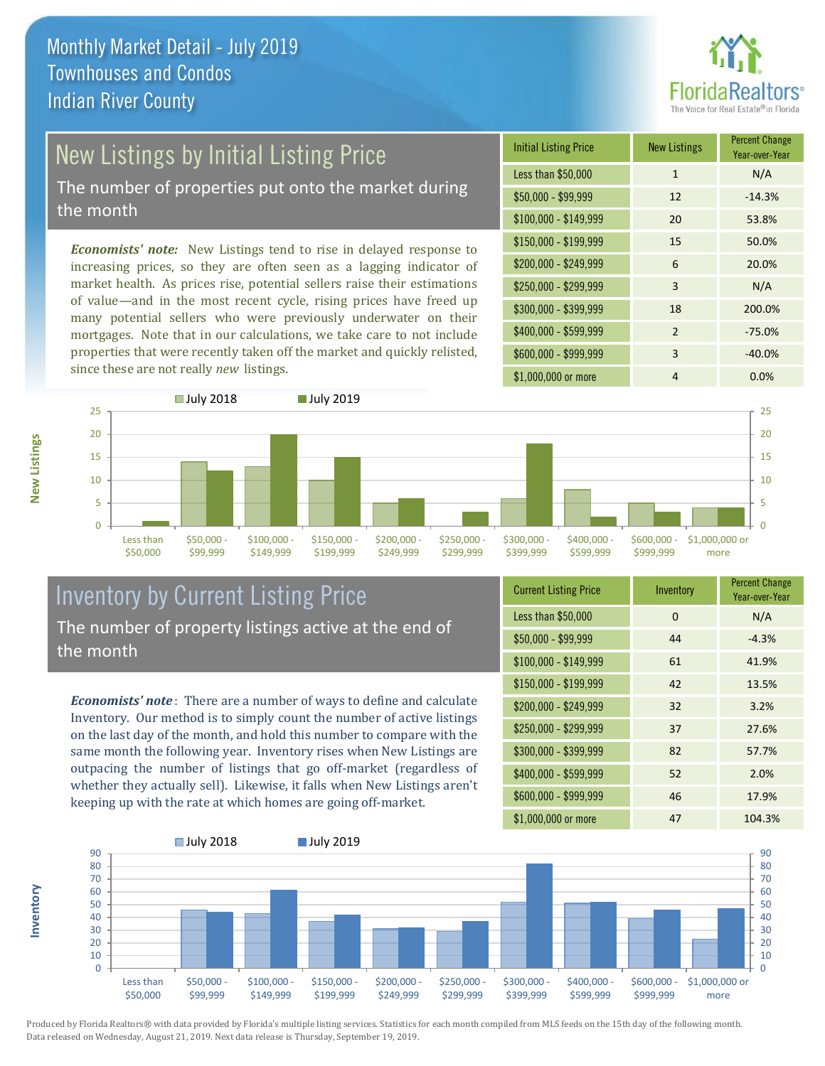# Monthly Market Detail - July 2019
## Townhouses and Condos
## Indian River County

## New Listings by Initial Listing Price

The number of properties put onto the market during the month

*Economists' note:* New Listings tend to rise in delayed response to increasing prices, so they are often seen as a lagging indicator of market health. As prices rise, potential sellers raise their estimations of value—and in the most recent cycle, rising prices have freed up many potential sellers who were previously underwater on their mortgages. Note that in our calculations, we take care to not include properties that were recently taken off the market and quickly relisted, since these are not really *new* listings.

| Initial Listing Price | New Listings | Percent Change Year-over-Year |
|---|---|---|
| Less than $50,000 | 1 | N/A |
| $50,000 - $99,999 | 12 | -14.3% |
| $100,000 - $149,999 | 20 | 53.8% |
| $150,000 - $199,999 | 15 | 50.0% |
| $200,000 - $249,999 | 6 | 20.0% |
| $250,000 - $299,999 | 3 | N/A |
| $300,000 - $399,999 | 18 | 200.0% |
| $400,000 - $599,999 | 2 | -75.0% |
| $600,000 - $999,999 | 3 | -40.0% |
| $1,000,000 or more | 4 | 0.0% |

## Inventory by Current Listing Price

The number of property listings active at the end of the month

*Economists' note*: There are a number of ways to define and calculate Inventory. Our method is to simply count the number of active listings on the last day of the month, and hold this number to compare with the same month the following year. Inventory rises when New Listings are outpacing the number of listings that go off-market (regardless of whether they actually sell). Likewise, it falls when New Listings aren't keeping up with the rate at which homes are going off-market.

| Current Listing Price | Inventory | Percent Change Year-over-Year |
|---|---|---|
| Less than $50,000 | 0 | N/A |
| $50,000 - $99,999 | 44 | -4.3% |
| $100,000 - $149,999 | 61 | 41.9% |
| $150,000 - $199,999 | 42 | 13.5% |
| $200,000 - $249,999 | 32 | 3.2% |
| $250,000 - $299,999 | 37 | 27.6% |
| $300,000 - $399,999 | 82 | 57.7% |
| $400,000 - $599,999 | 52 | 2.0% |
| $600,000 - $999,999 | 46 | 17.9% |
| $1,000,000 or more | 47 | 104.3% |

Produced by Florida Realtors® with data provided by Florida's multiple listing services. Statistics for each month compiled from MLS feeds on the 15th day of the following month. Data released on Wednesday, August 21, 2019. Next data release is Thursday, September 19, 2019.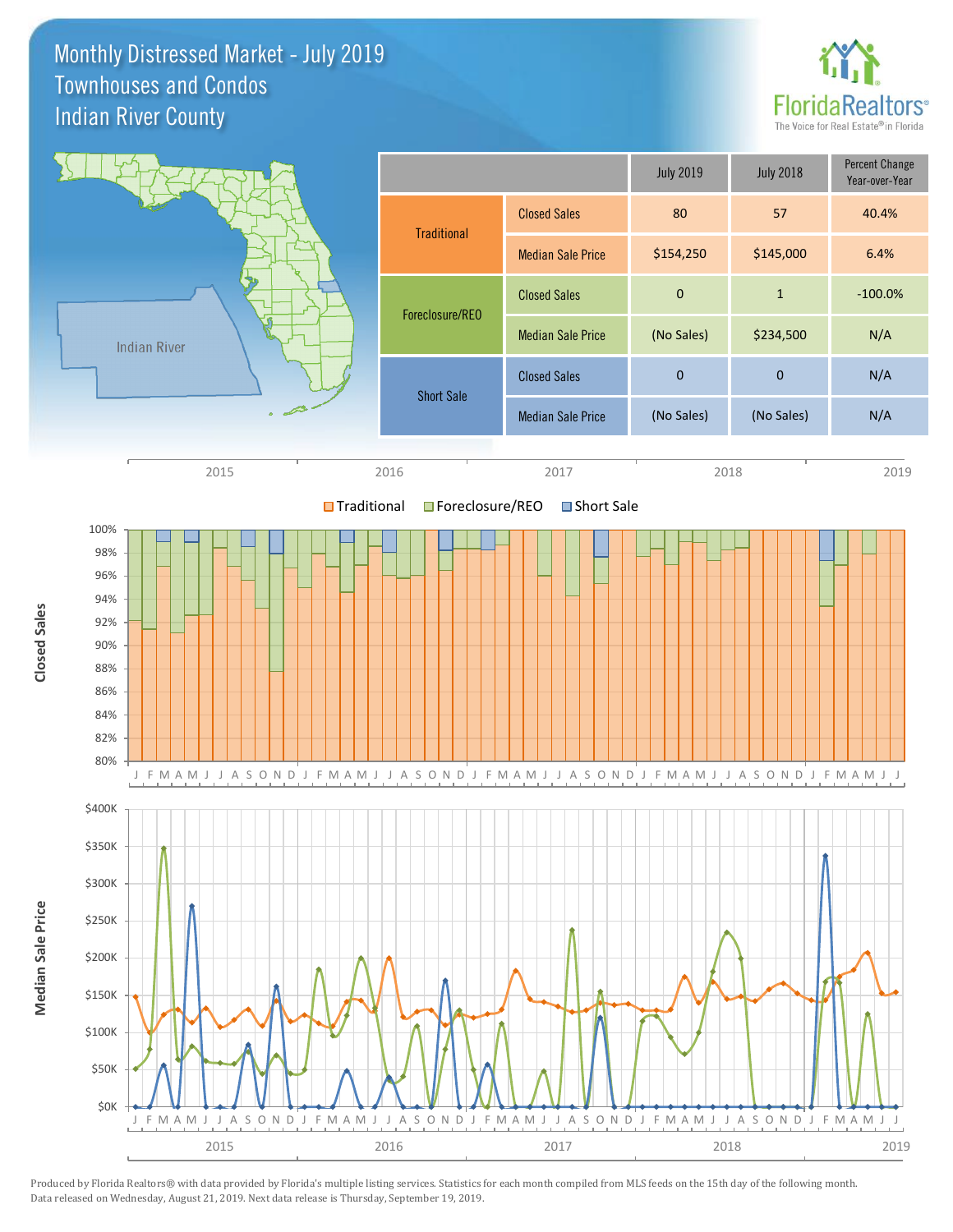# Monthly Distressed Market - July 2019
## Townhouses and Condos
## Indian River County

FloridaRealtors®
The Voice for Real Estate® in Florida

Indian River

| | | July 2019 | July 2018 | Percent Change Year-over-Year |
|---|---|---|---|---|
| Traditional | Closed Sales | 80 | 57 | 40.4% |
| | Median Sale Price | $154,250 | $145,000 | 6.4% |
| Foreclosure/REO | Closed Sales | 0 | 1 | -100.0% |
| | Median Sale Price | (No Sales) | $234,500 | N/A |
| Short Sale | Closed Sales | 0 | 0 | N/A |
| | Median Sale Price | (No Sales) | (No Sales) | N/A |

2015 2016 2017 2018 2019

Traditional Foreclosure/REO Short Sale

Closed Sales

100% 98% 96% 94% 92% 90% 88% 86% 84% 82% 80%

J F M A M J J A S O N D J F M A M J J A S O N D J F M A M J J A S O N D J F M A M J J A S O N D J F M A M J J

Median Sale Price

$400K $350K $300K $250K $200K $150K $100K $50K $0K

J F M A M J J A S O N D J F M A M J J A S O N D J F M A M J J A S O N D J F M A M J J A S O N D J F M A M J J

2015 2016 2017 2018 2019

Produced by Florida Realtors® with data provided by Florida's multiple listing services. Statistics for each month compiled from MLS feeds on the 15th day of the following month. Data released on Wednesday, August 21, 2019. Next data release is Thursday, September 19, 2019.